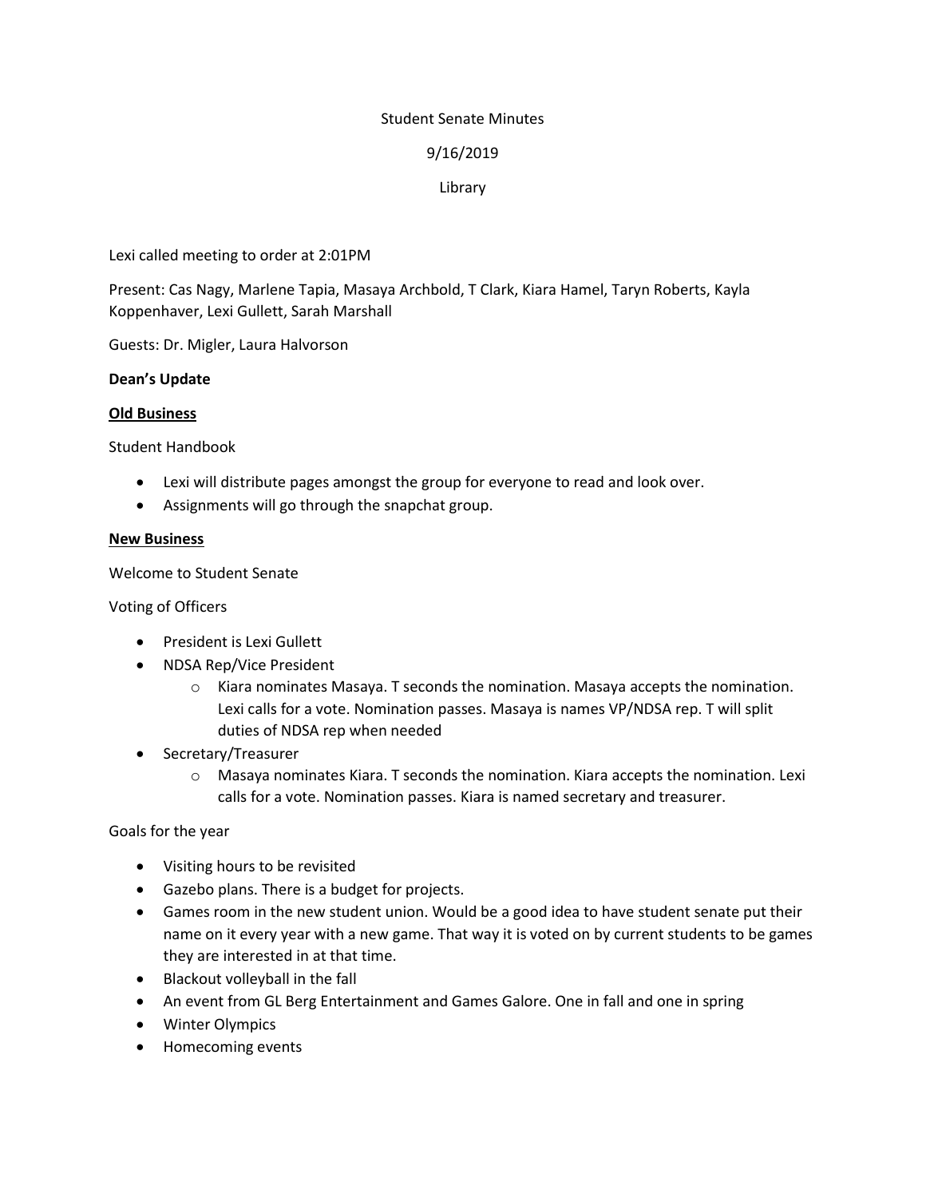Student Senate Minutes

9/16/2019

Library

Lexi called meeting to order at 2:01PM

Present: Cas Nagy, Marlene Tapia, Masaya Archbold, T Clark, Kiara Hamel, Taryn Roberts, Kayla Koppenhaver, Lexi Gullett, Sarah Marshall

Guests: Dr. Migler, Laura Halvorson

**Dean's Update**

**<u>Old Business</u>**

Student Handbook

- Lexi will distribute pages amongst the group for everyone to read and look over.
- Assignments will go through the snapchat group.

**<u>New Business</u>**

Welcome to Student Senate

Voting of Officers

- President is Lexi Gullett
- NDSA Rep/Vice President
  - Kiara nominates Masaya. T seconds the nomination. Masaya accepts the nomination. Lexi calls for a vote. Nomination passes. Masaya is names VP/NDSA rep. T will split duties of NDSA rep when needed
- Secretary/Treasurer
  - Masaya nominates Kiara. T seconds the nomination. Kiara accepts the nomination. Lexi calls for a vote. Nomination passes. Kiara is named secretary and treasurer.

Goals for the year

- Visiting hours to be revisited
- Gazebo plans. There is a budget for projects.
- Games room in the new student union. Would be a good idea to have student senate put their name on it every year with a new game. That way it is voted on by current students to be games they are interested in at that time.
- Blackout volleyball in the fall
- An event from GL Berg Entertainment and Games Galore. One in fall and one in spring
- Winter Olympics
- Homecoming events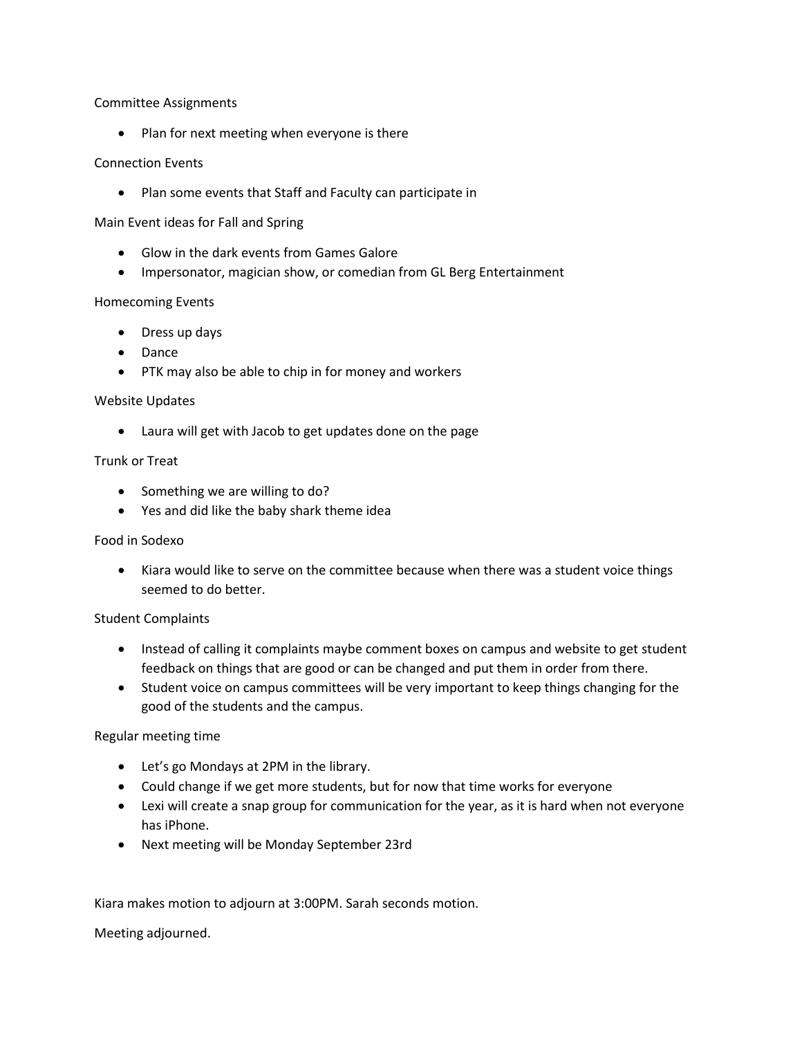Committee Assignments

- Plan for next meeting when everyone is there

Connection Events

- Plan some events that Staff and Faculty can participate in

Main Event ideas for Fall and Spring

- Glow in the dark events from Games Galore
- Impersonator, magician show, or comedian from GL Berg Entertainment

Homecoming Events

- Dress up days
- Dance
- PTK may also be able to chip in for money and workers

Website Updates

- Laura will get with Jacob to get updates done on the page

Trunk or Treat

- Something we are willing to do?
- Yes and did like the baby shark theme idea

Food in Sodexo

- Kiara would like to serve on the committee because when there was a student voice things seemed to do better.

Student Complaints

- Instead of calling it complaints maybe comment boxes on campus and website to get student feedback on things that are good or can be changed and put them in order from there.
- Student voice on campus committees will be very important to keep things changing for the good of the students and the campus.

Regular meeting time

- Let's go Mondays at 2PM in the library.
- Could change if we get more students, but for now that time works for everyone
- Lexi will create a snap group for communication for the year, as it is hard when not everyone has iPhone.
- Next meeting will be Monday September 23rd

Kiara makes motion to adjourn at 3:00PM. Sarah seconds motion.

Meeting adjourned.